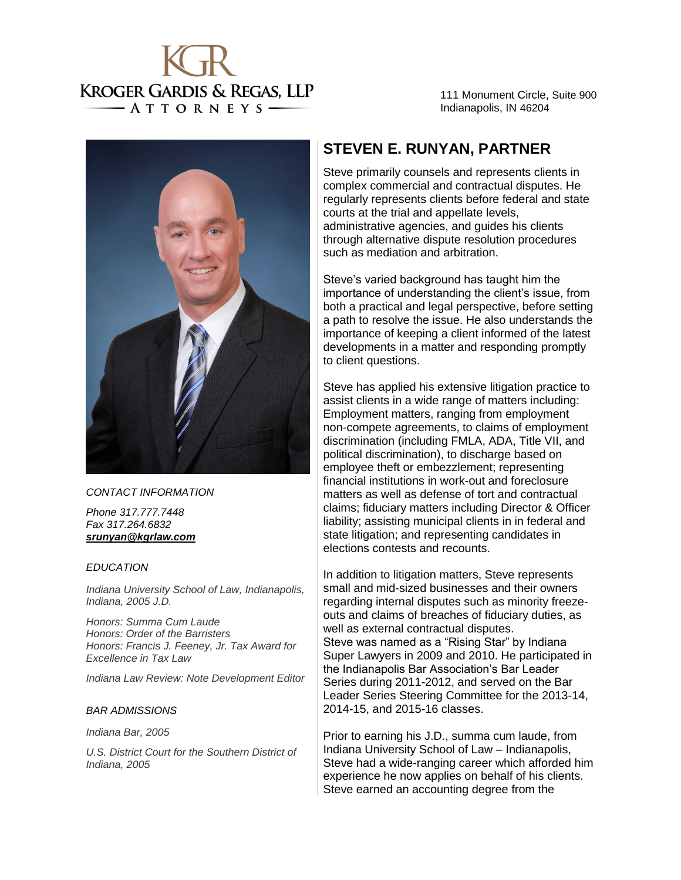KGR
KROGER GARDIS & REGAS, LLP
ATTORNEYS

111 Monument Circle, Suite 900
Indianapolis, IN 46204

## STEVEN E. RUNYAN, PARTNER

Steve primarily counsels and represents clients in complex commercial and contractual disputes. He regularly represents clients before federal and state courts at the trial and appellate levels, administrative agencies, and guides his clients through alternative dispute resolution procedures such as mediation and arbitration.

Steve's varied background has taught him the importance of understanding the client's issue, from both a practical and legal perspective, before setting a path to resolve the issue. He also understands the importance of keeping a client informed of the latest developments in a matter and responding promptly to client questions.

Steve has applied his extensive litigation practice to assist clients in a wide range of matters including: Employment matters, ranging from employment non-compete agreements, to claims of employment discrimination (including FMLA, ADA, Title VII, and political discrimination), to discharge based on employee theft or embezzlement; representing financial institutions in work-out and foreclosure matters as well as defense of tort and contractual claims; fiduciary matters including Director & Officer liability; assisting municipal clients in in federal and state litigation; and representing candidates in elections contests and recounts.

In addition to litigation matters, Steve represents small and mid-sized businesses and their owners regarding internal disputes such as minority freeze-outs and claims of breaches of fiduciary duties, as well as external contractual disputes.
Steve was named as a "Rising Star" by Indiana Super Lawyers in 2009 and 2010. He participated in the Indianapolis Bar Association's Bar Leader Series during 2011-2012, and served on the Bar Leader Series Steering Committee for the 2013-14, 2014-15, and 2015-16 classes.

Prior to earning his J.D., summa cum laude, from Indiana University School of Law – Indianapolis, Steve had a wide-ranging career which afforded him experience he now applies on behalf of his clients. Steve earned an accounting degree from the

*CONTACT INFORMATION*

*Phone 317.777.7448*
*Fax 317.264.6832*
***srunyan@kgrlaw.com***

*EDUCATION*

*Indiana University School of Law, Indianapolis, Indiana, 2005 J.D.*

*Honors: Summa Cum Laude*
*Honors: Order of the Barristers*
*Honors: Francis J. Feeney, Jr. Tax Award for Excellence in Tax Law*

*Indiana Law Review: Note Development Editor*

*BAR ADMISSIONS*

*Indiana Bar, 2005*

*U.S. District Court for the Southern District of Indiana, 2005*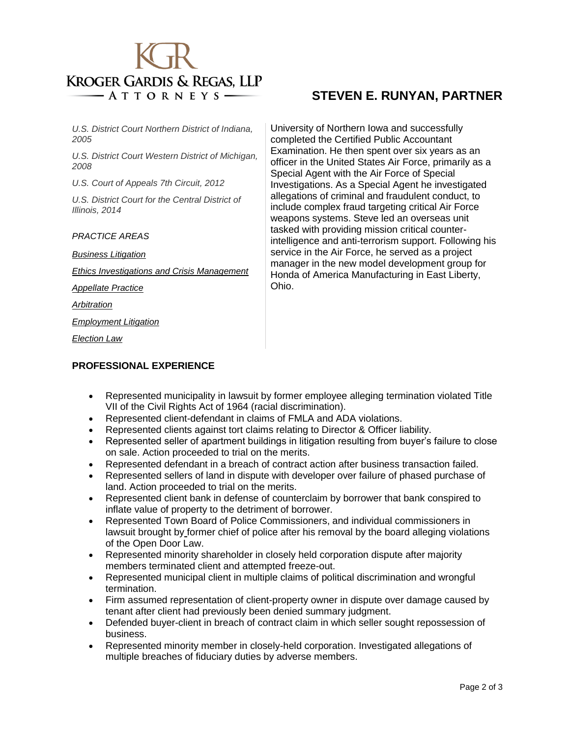# STEVEN E. RUNYAN, PARTNER

*U.S. District Court Northern District of Indiana, 2005*

*U.S. District Court Western District of Michigan, 2008*

*U.S. Court of Appeals 7th Circuit, 2012*

*U.S. District Court for the Central District of Illinois, 2014*

*PRACTICE AREAS*

*Business Litigation*

*Ethics Investigations and Crisis Management*

*Appellate Practice*

*Arbitration*

*Employment Litigation*

*Election Law*

University of Northern Iowa and successfully completed the Certified Public Accountant Examination. He then spent over six years as an officer in the United States Air Force, primarily as a Special Agent with the Air Force of Special Investigations. As a Special Agent he investigated allegations of criminal and fraudulent conduct, to include complex fraud targeting critical Air Force weapons systems. Steve led an overseas unit tasked with providing mission critical counter-intelligence and anti-terrorism support. Following his service in the Air Force, he served as a project manager in the new model development group for Honda of America Manufacturing in East Liberty, Ohio.

## PROFESSIONAL EXPERIENCE

- Represented municipality in lawsuit by former employee alleging termination violated Title VII of the Civil Rights Act of 1964 (racial discrimination).
- Represented client-defendant in claims of FMLA and ADA violations.
- Represented clients against tort claims relating to Director & Officer liability.
- Represented seller of apartment buildings in litigation resulting from buyer's failure to close on sale. Action proceeded to trial on the merits.
- Represented defendant in a breach of contract action after business transaction failed.
- Represented sellers of land in dispute with developer over failure of phased purchase of land. Action proceeded to trial on the merits.
- Represented client bank in defense of counterclaim by borrower that bank conspired to inflate value of property to the detriment of borrower.
- Represented Town Board of Police Commissioners, and individual commissioners in lawsuit brought by former chief of police after his removal by the board alleging violations of the Open Door Law.
- Represented minority shareholder in closely held corporation dispute after majority members terminated client and attempted freeze-out.
- Represented municipal client in multiple claims of political discrimination and wrongful termination.
- Firm assumed representation of client-property owner in dispute over damage caused by tenant after client had previously been denied summary judgment.
- Defended buyer-client in breach of contract claim in which seller sought repossession of business.
- Represented minority member in closely-held corporation. Investigated allegations of multiple breaches of fiduciary duties by adverse members.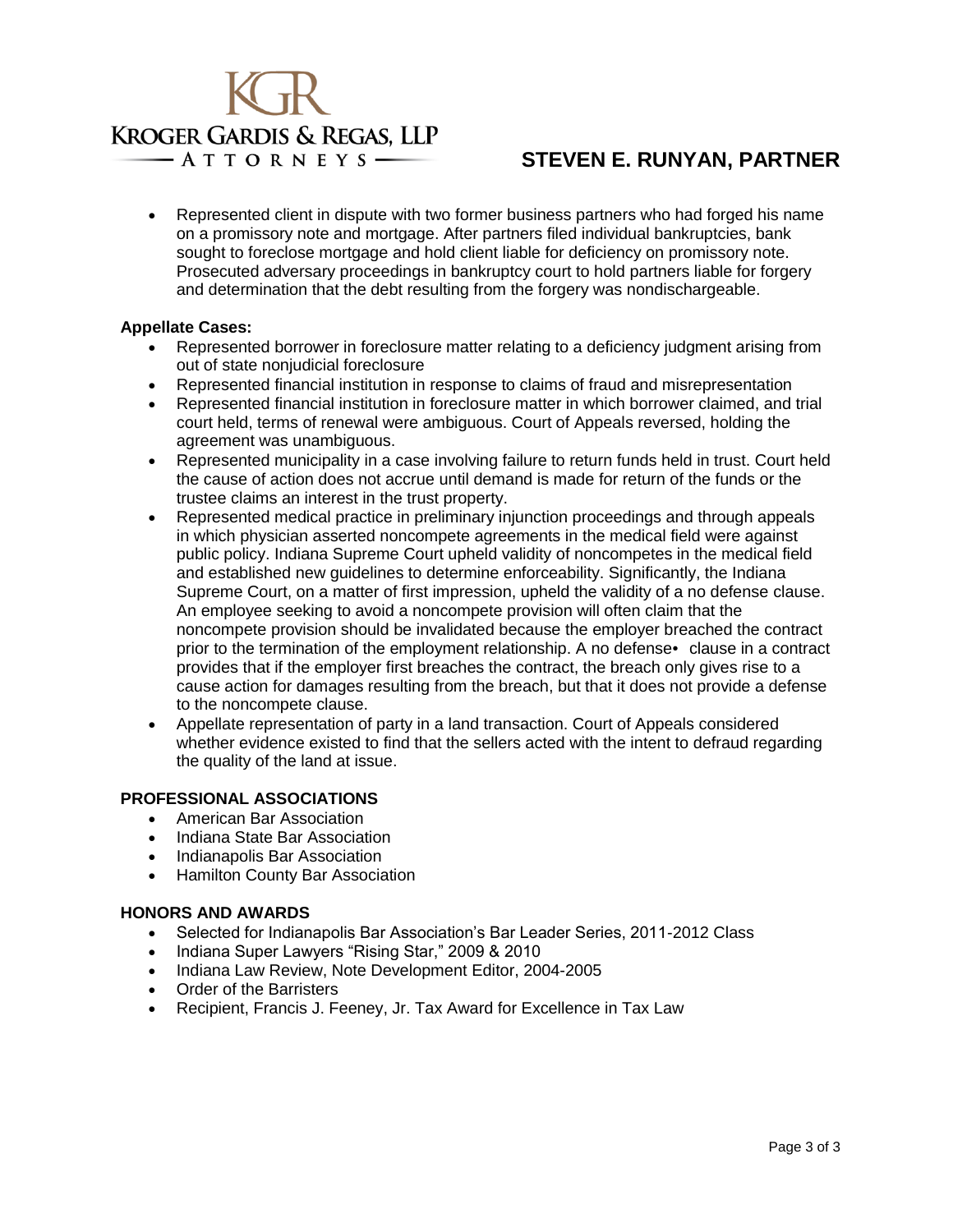- Represented client in dispute with two former business partners who had forged his name on a promissory note and mortgage. After partners filed individual bankruptcies, bank sought to foreclose mortgage and hold client liable for deficiency on promissory note. Prosecuted adversary proceedings in bankruptcy court to hold partners liable for forgery and determination that the debt resulting from the forgery was nondischargeable.

**Appellate Cases:**

- Represented borrower in foreclosure matter relating to a deficiency judgment arising from out of state nonjudicial foreclosure
- Represented financial institution in response to claims of fraud and misrepresentation
- Represented financial institution in foreclosure matter in which borrower claimed, and trial court held, terms of renewal were ambiguous. Court of Appeals reversed, holding the agreement was unambiguous.
- Represented municipality in a case involving failure to return funds held in trust. Court held the cause of action does not accrue until demand is made for return of the funds or the trustee claims an interest in the trust property.
- Represented medical practice in preliminary injunction proceedings and through appeals in which physician asserted noncompete agreements in the medical field were against public policy. Indiana Supreme Court upheld validity of noncompetes in the medical field and established new guidelines to determine enforceability. Significantly, the Indiana Supreme Court, on a matter of first impression, upheld the validity of a no defense clause. An employee seeking to avoid a noncompete provision will often claim that the noncompete provision should be invalidated because the employer breached the contract prior to the termination of the employment relationship. A no defense• clause in a contract provides that if the employer first breaches the contract, the breach only gives rise to a cause action for damages resulting from the breach, but that it does not provide a defense to the noncompete clause.
- Appellate representation of party in a land transaction. Court of Appeals considered whether evidence existed to find that the sellers acted with the intent to defraud regarding the quality of the land at issue.

## PROFESSIONAL ASSOCIATIONS

- American Bar Association
- Indiana State Bar Association
- Indianapolis Bar Association
- Hamilton County Bar Association

## HONORS AND AWARDS

- Selected for Indianapolis Bar Association's Bar Leader Series, 2011-2012 Class
- Indiana Super Lawyers "Rising Star," 2009 & 2010
- Indiana Law Review, Note Development Editor, 2004-2005
- Order of the Barristers
- Recipient, Francis J. Feeney, Jr. Tax Award for Excellence in Tax Law